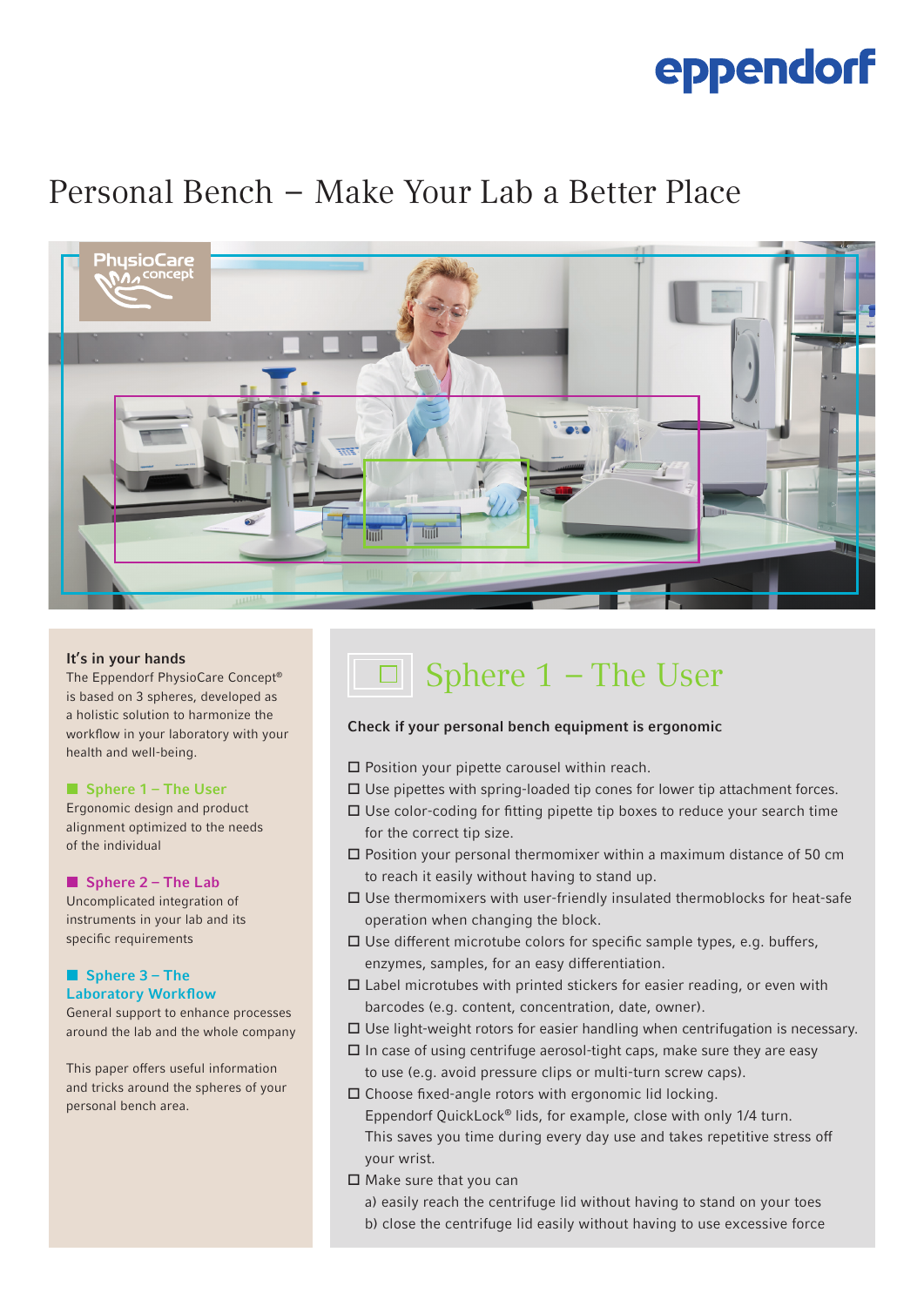eppendorf

# Personal Bench – Make Your Lab a Better Place

PhysioCare concept

### It's in your hands

The Eppendorf PhysioCare Concept® is based on 3 spheres, developed as a holistic solution to harmonize the workflow in your laboratory with your health and well-being.

**Sphere 1 – The User**
Ergonomic design and product alignment optimized to the needs of the individual

**Sphere 2 – The Lab**
Uncomplicated integration of instruments in your lab and its specific requirements

**Sphere 3 – The Laboratory Workflow**
General support to enhance processes around the lab and the whole company

This paper offers useful information and tricks around the spheres of your personal bench area.

## Sphere 1 – The User

**Check if your personal bench equipment is ergonomic**

- ☐ Position your pipette carousel within reach.
- ☐ Use pipettes with spring-loaded tip cones for lower tip attachment forces.
- ☐ Use color-coding for fitting pipette tip boxes to reduce your search time for the correct tip size.
- ☐ Position your personal thermomixer within a maximum distance of 50 cm to reach it easily without having to stand up.
- ☐ Use thermomixers with user-friendly insulated thermoblocks for heat-safe operation when changing the block.
- ☐ Use different microtube colors for specific sample types, e.g. buffers, enzymes, samples, for an easy differentiation.
- ☐ Label microtubes with printed stickers for easier reading, or even with barcodes (e.g. content, concentration, date, owner).
- ☐ Use light-weight rotors for easier handling when centrifugation is necessary.
- ☐ In case of using centrifuge aerosol-tight caps, make sure they are easy to use (e.g. avoid pressure clips or multi-turn screw caps).
- ☐ Choose fixed-angle rotors with ergonomic lid locking. Eppendorf QuickLock® lids, for example, close with only 1/4 turn. This saves you time during every day use and takes repetitive stress off your wrist.
- ☐ Make sure that you can
  a) easily reach the centrifuge lid without having to stand on your toes
  b) close the centrifuge lid easily without having to use excessive force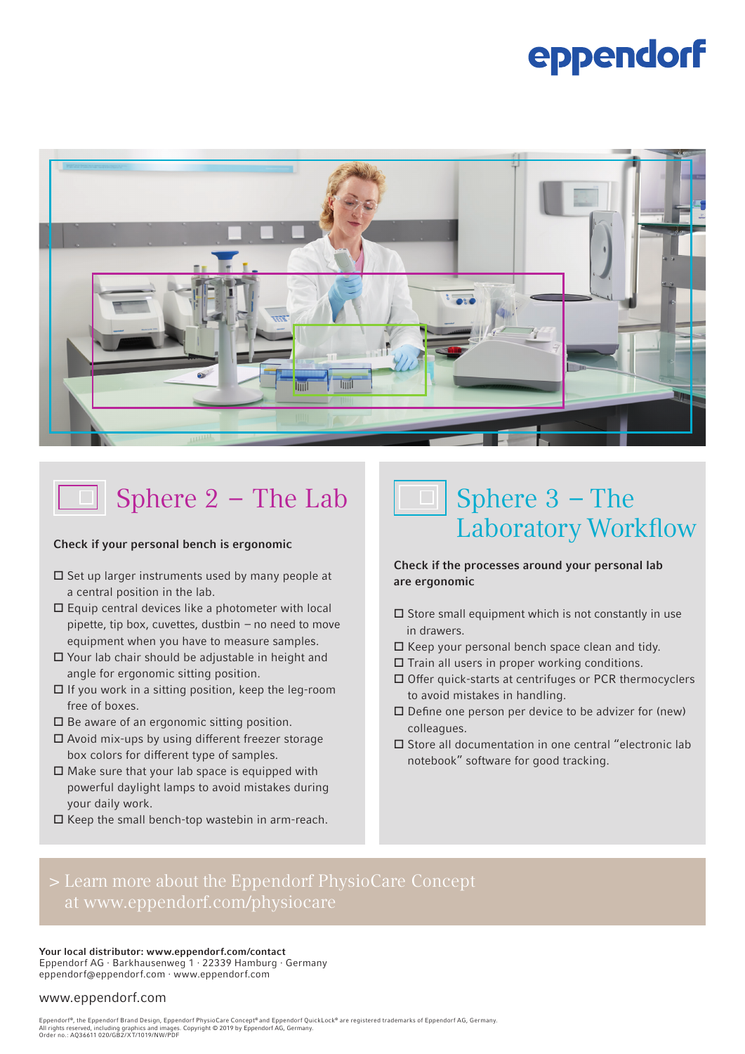eppendorf

## Sphere 2 – The Lab

**Check if your personal bench is ergonomic**

- ☐ Set up larger instruments used by many people at a central position in the lab.
- ☐ Equip central devices like a photometer with local pipette, tip box, cuvettes, dustbin – no need to move equipment when you have to measure samples.
- ☐ Your lab chair should be adjustable in height and angle for ergonomic sitting position.
- ☐ If you work in a sitting position, keep the leg-room free of boxes.
- ☐ Be aware of an ergonomic sitting position.
- ☐ Avoid mix-ups by using different freezer storage box colors for different type of samples.
- ☐ Make sure that your lab space is equipped with powerful daylight lamps to avoid mistakes during your daily work.
- ☐ Keep the small bench-top wastebin in arm-reach.

## Sphere 3 – The Laboratory Workflow

**Check if the processes around your personal lab are ergonomic**

- ☐ Store small equipment which is not constantly in use in drawers.
- ☐ Keep your personal bench space clean and tidy.
- ☐ Train all users in proper working conditions.
- ☐ Offer quick-starts at centrifuges or PCR thermocyclers to avoid mistakes in handling.
- ☐ Define one person per device to be advizer for (new) colleagues.
- ☐ Store all documentation in one central "electronic lab notebook" software for good tracking.

> Learn more about the Eppendorf PhysioCare Concept at www.eppendorf.com/physiocare

**Your local distributor: www.eppendorf.com/contact**
Eppendorf AG · Barkhausenweg 1 · 22339 Hamburg · Germany
eppendorf@eppendorf.com · www.eppendorf.com

www.eppendorf.com

Eppendorf®, the Eppendorf Brand Design, Eppendorf PhysioCare Concept® and Eppendorf QuickLock® are registered trademarks of Eppendorf AG, Germany.
All rights reserved, including graphics and images. Copyright © 2019 by Eppendorf AG, Germany.
Order no.: AQ36611 020/GB2/XT/1019/NW/PDF